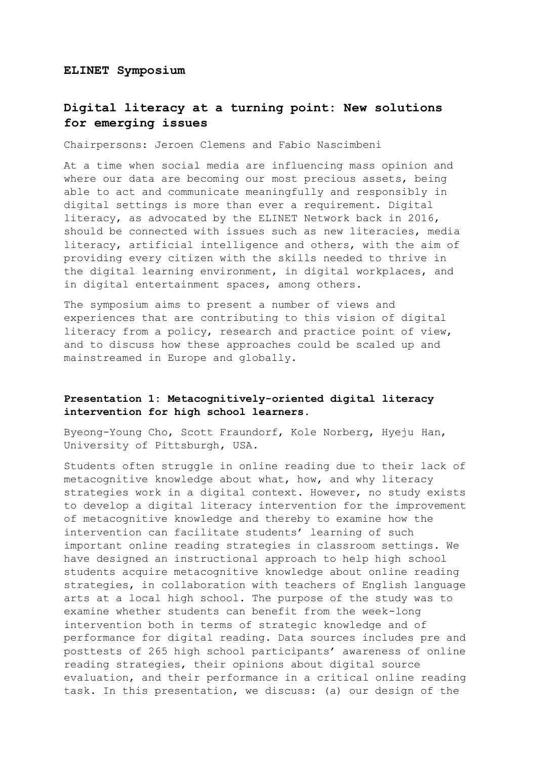**ELINET Symposium**

## Digital literacy at a turning point: New solutions for emerging issues

Chairpersons: Jeroen Clemens and Fabio Nascimbeni

At a time when social media are influencing mass opinion and where our data are becoming our most precious assets, being able to act and communicate meaningfully and responsibly in digital settings is more than ever a requirement. Digital literacy, as advocated by the ELINET Network back in 2016, should be connected with issues such as new literacies, media literacy, artificial intelligence and others, with the aim of providing every citizen with the skills needed to thrive in the digital learning environment, in digital workplaces, and in digital entertainment spaces, among others.

The symposium aims to present a number of views and experiences that are contributing to this vision of digital literacy from a policy, research and practice point of view, and to discuss how these approaches could be scaled up and mainstreamed in Europe and globally.

### Presentation 1: Metacognitively-oriented digital literacy intervention for high school learners.

Byeong-Young Cho, Scott Fraundorf, Kole Norberg, Hyeju Han, University of Pittsburgh, USA.

Students often struggle in online reading due to their lack of metacognitive knowledge about what, how, and why literacy strategies work in a digital context. However, no study exists to develop a digital literacy intervention for the improvement of metacognitive knowledge and thereby to examine how the intervention can facilitate students' learning of such important online reading strategies in classroom settings. We have designed an instructional approach to help high school students acquire metacognitive knowledge about online reading strategies, in collaboration with teachers of English language arts at a local high school. The purpose of the study was to examine whether students can benefit from the week-long intervention both in terms of strategic knowledge and of performance for digital reading. Data sources includes pre and posttests of 265 high school participants' awareness of online reading strategies, their opinions about digital source evaluation, and their performance in a critical online reading task. In this presentation, we discuss: (a) our design of the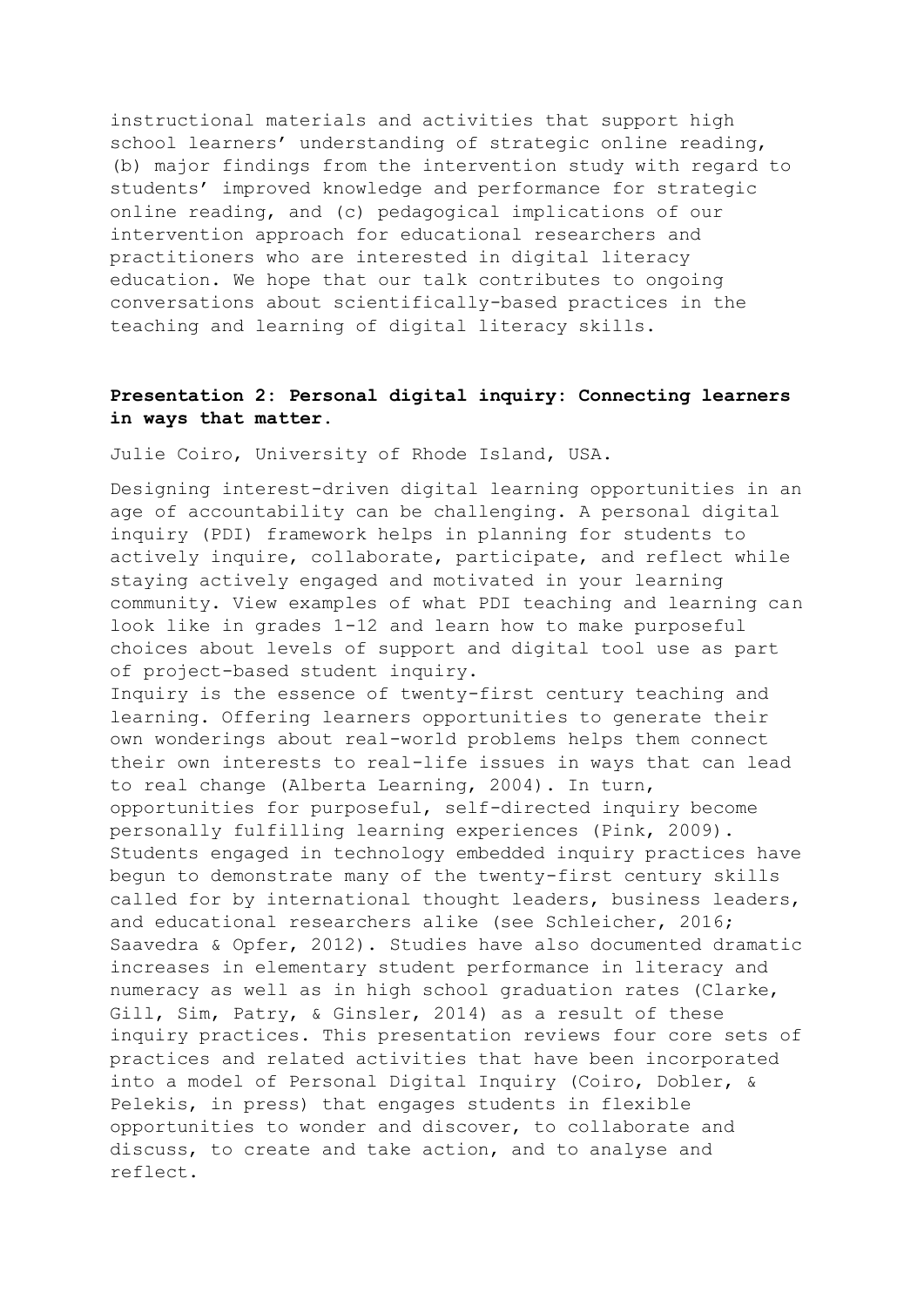instructional materials and activities that support high school learners' understanding of strategic online reading, (b) major findings from the intervention study with regard to students' improved knowledge and performance for strategic online reading, and (c) pedagogical implications of our intervention approach for educational researchers and practitioners who are interested in digital literacy education. We hope that our talk contributes to ongoing conversations about scientifically-based practices in the teaching and learning of digital literacy skills.

**Presentation 2: Personal digital inquiry: Connecting learners in ways that matter.**

Julie Coiro, University of Rhode Island, USA.

Designing interest-driven digital learning opportunities in an age of accountability can be challenging. A personal digital inquiry (PDI) framework helps in planning for students to actively inquire, collaborate, participate, and reflect while staying actively engaged and motivated in your learning community. View examples of what PDI teaching and learning can look like in grades 1-12 and learn how to make purposeful choices about levels of support and digital tool use as part of project-based student inquiry.

Inquiry is the essence of twenty-first century teaching and learning. Offering learners opportunities to generate their own wonderings about real-world problems helps them connect their own interests to real-life issues in ways that can lead to real change (Alberta Learning, 2004). In turn, opportunities for purposeful, self-directed inquiry become personally fulfilling learning experiences (Pink, 2009). Students engaged in technology embedded inquiry practices have begun to demonstrate many of the twenty-first century skills called for by international thought leaders, business leaders, and educational researchers alike (see Schleicher, 2016; Saavedra & Opfer, 2012). Studies have also documented dramatic increases in elementary student performance in literacy and numeracy as well as in high school graduation rates (Clarke, Gill, Sim, Patry, & Ginsler, 2014) as a result of these inquiry practices. This presentation reviews four core sets of practices and related activities that have been incorporated into a model of Personal Digital Inquiry (Coiro, Dobler, & Pelekis, in press) that engages students in flexible opportunities to wonder and discover, to collaborate and discuss, to create and take action, and to analyse and reflect.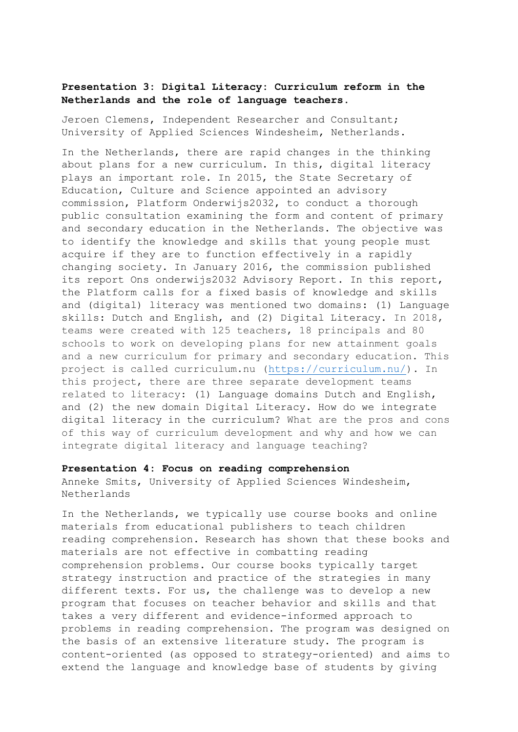**Presentation 3: Digital Literacy: Curriculum reform in the Netherlands and the role of language teachers.**

Jeroen Clemens, Independent Researcher and Consultant; University of Applied Sciences Windesheim, Netherlands.

In the Netherlands, there are rapid changes in the thinking about plans for a new curriculum. In this, digital literacy plays an important role. In 2015, the State Secretary of Education, Culture and Science appointed an advisory commission, Platform Onderwijs2032, to conduct a thorough public consultation examining the form and content of primary and secondary education in the Netherlands. The objective was to identify the knowledge and skills that young people must acquire if they are to function effectively in a rapidly changing society. In January 2016, the commission published its report Ons onderwijs2032 Advisory Report. In this report, the Platform calls for a fixed basis of knowledge and skills and (digital) literacy was mentioned two domains: (1) Language skills: Dutch and English, and (2) Digital Literacy. In 2018, teams were created with 125 teachers, 18 principals and 80 schools to work on developing plans for new attainment goals and a new curriculum for primary and secondary education. This project is called curriculum.nu (https://curriculum.nu/). In this project, there are three separate development teams related to literacy: (1) Language domains Dutch and English, and (2) the new domain Digital Literacy. How do we integrate digital literacy in the curriculum? What are the pros and cons of this way of curriculum development and why and how we can integrate digital literacy and language teaching?

**Presentation 4: Focus on reading comprehension**

Anneke Smits, University of Applied Sciences Windesheim, Netherlands

In the Netherlands, we typically use course books and online materials from educational publishers to teach children reading comprehension. Research has shown that these books and materials are not effective in combatting reading comprehension problems. Our course books typically target strategy instruction and practice of the strategies in many different texts. For us, the challenge was to develop a new program that focuses on teacher behavior and skills and that takes a very different and evidence-informed approach to problems in reading comprehension. The program was designed on the basis of an extensive literature study. The program is content-oriented (as opposed to strategy-oriented) and aims to extend the language and knowledge base of students by giving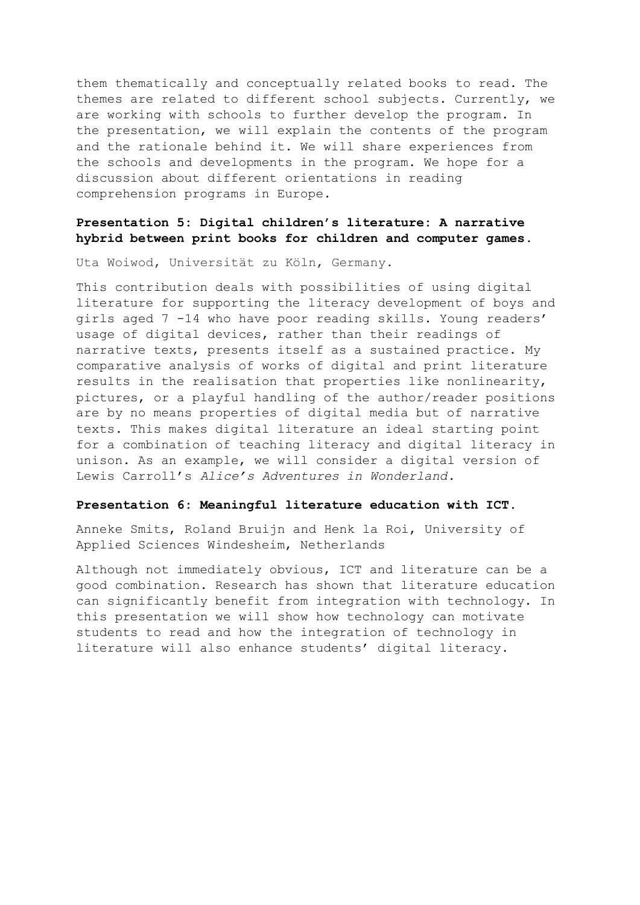them thematically and conceptually related books to read. The themes are related to different school subjects. Currently, we are working with schools to further develop the program. In the presentation, we will explain the contents of the program and the rationale behind it. We will share experiences from the schools and developments in the program. We hope for a discussion about different orientations in reading comprehension programs in Europe.

**Presentation 5: Digital children's literature: A narrative hybrid between print books for children and computer games.**

Uta Woiwod, Universität zu Köln, Germany.

This contribution deals with possibilities of using digital literature for supporting the literacy development of boys and girls aged 7 -14 who have poor reading skills. Young readers' usage of digital devices, rather than their readings of narrative texts, presents itself as a sustained practice. My comparative analysis of works of digital and print literature results in the realisation that properties like nonlinearity, pictures, or a playful handling of the author/reader positions are by no means properties of digital media but of narrative texts. This makes digital literature an ideal starting point for a combination of teaching literacy and digital literacy in unison. As an example, we will consider a digital version of Lewis Carroll's *Alice's Adventures in Wonderland*.

**Presentation 6: Meaningful literature education with ICT.**

Anneke Smits, Roland Bruijn and Henk la Roi, University of Applied Sciences Windesheim, Netherlands

Although not immediately obvious, ICT and literature can be a good combination. Research has shown that literature education can significantly benefit from integration with technology. In this presentation we will show how technology can motivate students to read and how the integration of technology in literature will also enhance students' digital literacy.